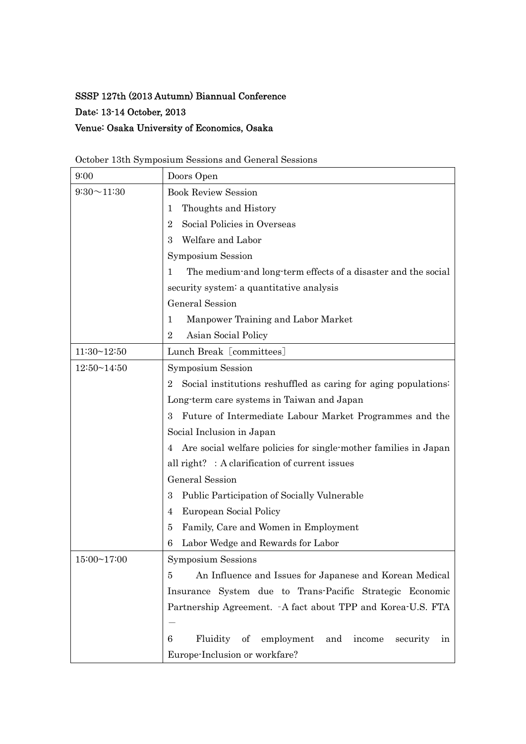**SSSP 127th (2013 Autumn) Biannual Conference**

**Date: 13-14 October, 2013**

**Venue: Osaka University of Economics, Osaka**

October 13th Symposium Sessions and General Sessions

| | |
|---|---|
| 9:00 | Doors Open |
| 9:30～11:30 | Book Review Session<br>1　Thoughts and History<br>2　Social Policies in Overseas<br>3　Welfare and Labor<br>Symposium Session<br>1　The medium-and long-term effects of a disaster and the social security system: a quantitative analysis<br>General Session<br>1　Manpower Training and Labor Market<br>2　Asian Social Policy |
| 11:30~12:50 | Lunch Break［committees］ |
| 12:50~14:50 | Symposium Session<br>2　Social institutions reshuffled as caring for aging populations: Long-term care systems in Taiwan and Japan<br>3　Future of Intermediate Labour Market Programmes and the Social Inclusion in Japan<br>4　Are social welfare policies for single-mother families in Japan all right?　: A clarification of current issues<br>General Session<br>3　Public Participation of Socially Vulnerable<br>4　European Social Policy<br>5　Family, Care and Women in Employment<br>6　Labor Wedge and Rewards for Labor |
| 15:00~17:00 | Symposium Sessions<br>5　An Influence and Issues for Japanese and Korean Medical Insurance System due to Trans-Pacific Strategic Economic Partnership Agreement. -A fact about TPP and Korea-U.S. FTA —<br>6　Fluidity of employment and income security in Europe-Inclusion or workfare? |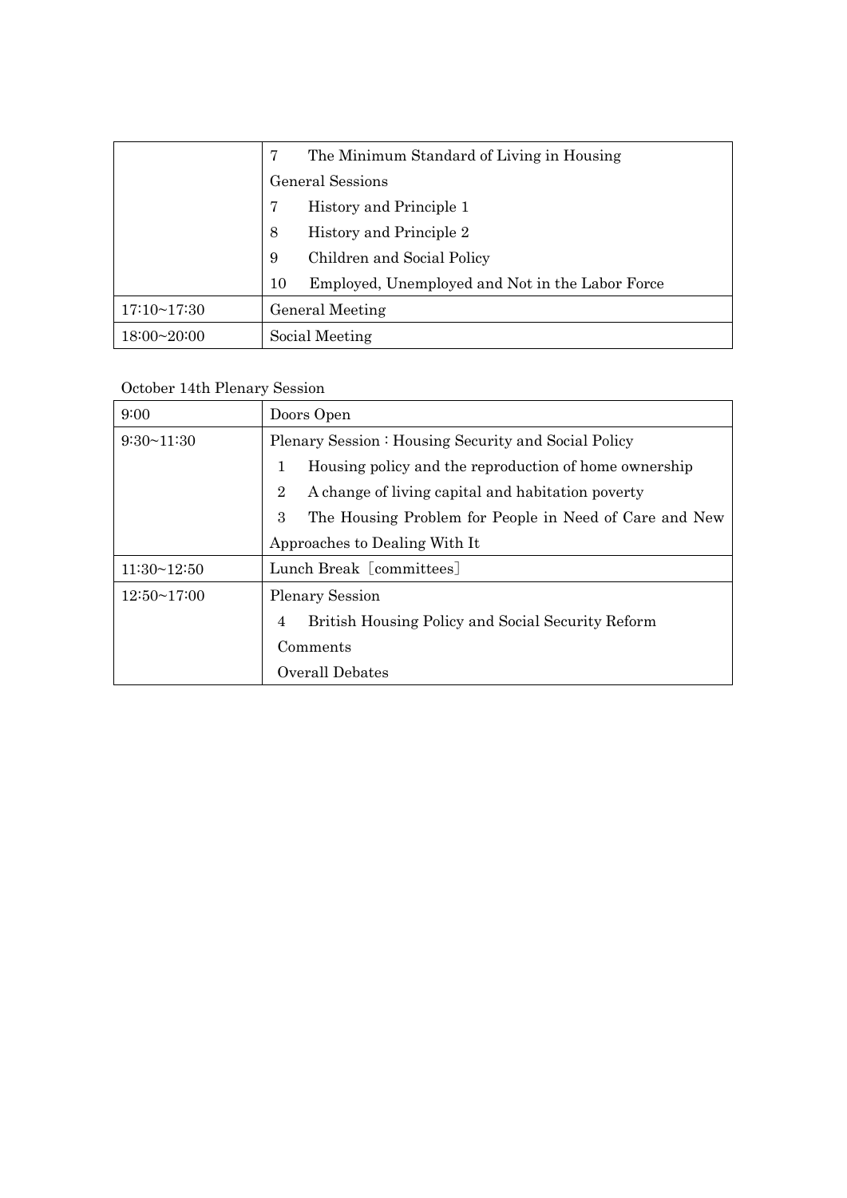| | |
|---|---|
| | 7　The Minimum Standard of Living in Housing<br>General Sessions<br>7　History and Principle 1<br>8　History and Principle 2<br>9　Children and Social Policy<br>10　Employed, Unemployed and Not in the Labor Force |
| 17:10~17:30 | General Meeting |
| 18:00~20:00 | Social Meeting |

October 14th Plenary Session

| | |
|---|---|
| 9:00 | Doors Open |
| 9:30~11:30 | Plenary Session : Housing Security and Social Policy<br>1　Housing policy and the reproduction of home ownership<br>2　A change of living capital and habitation poverty<br>3　The Housing Problem for People in Need of Care and New Approaches to Dealing With It |
| 11:30~12:50 | Lunch Break［committees］ |
| 12:50~17:00 | Plenary Session<br>4　British Housing Policy and Social Security Reform<br>Comments<br>Overall Debates |